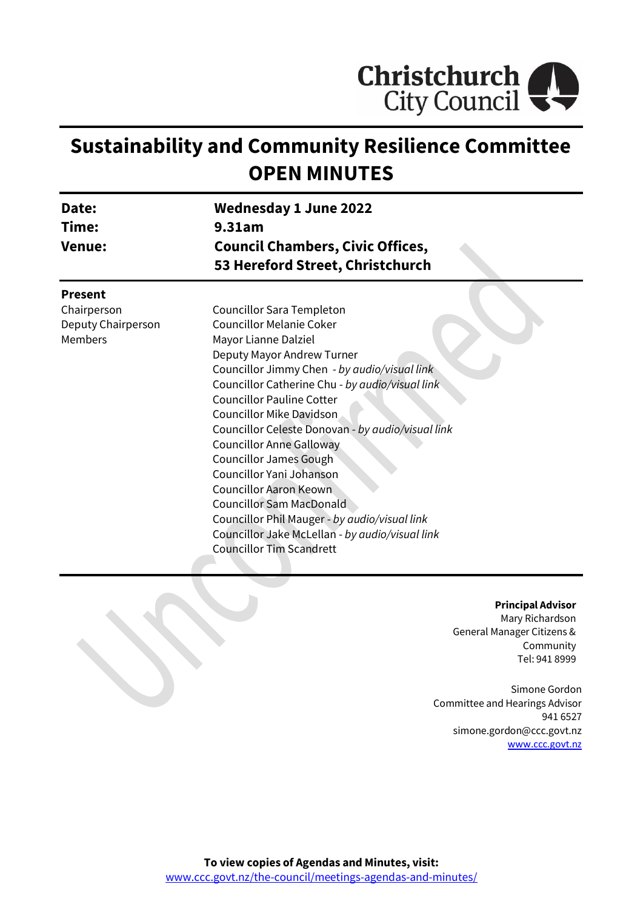Christchurch City Council

# Sustainability and Community Resilience Committee OPEN MINUTES

| | |
|---|---|
| **Date:** | **Wednesday 1 June 2022** |
| **Time:** | **9.31am** |
| **Venue:** | **Council Chambers, Civic Offices, 53 Hereford Street, Christchurch** |

**Present**

| | |
|---|---|
| Chairperson | Councillor Sara Templeton |
| Deputy Chairperson | Councillor Melanie Coker |
| Members | Mayor Lianne Dalziel |
| | Deputy Mayor Andrew Turner |
| | Councillor Jimmy Chen - *by audio/visual link* |
| | Councillor Catherine Chu - *by audio/visual link* |
| | Councillor Pauline Cotter |
| | Councillor Mike Davidson |
| | Councillor Celeste Donovan - *by audio/visual link* |
| | Councillor Anne Galloway |
| | Councillor James Gough |
| | Councillor Yani Johanson |
| | Councillor Aaron Keown |
| | Councillor Sam MacDonald |
| | Councillor Phil Mauger - *by audio/visual link* |
| | Councillor Jake McLellan - *by audio/visual link* |
| | Councillor Tim Scandrett |

**Principal Advisor**
Mary Richardson
General Manager Citizens & Community
Tel: 941 8999

Simone Gordon
Committee and Hearings Advisor
941 6527
simone.gordon@ccc.govt.nz
www.ccc.govt.nz

**To view copies of Agendas and Minutes, visit:**
www.ccc.govt.nz/the-council/meetings-agendas-and-minutes/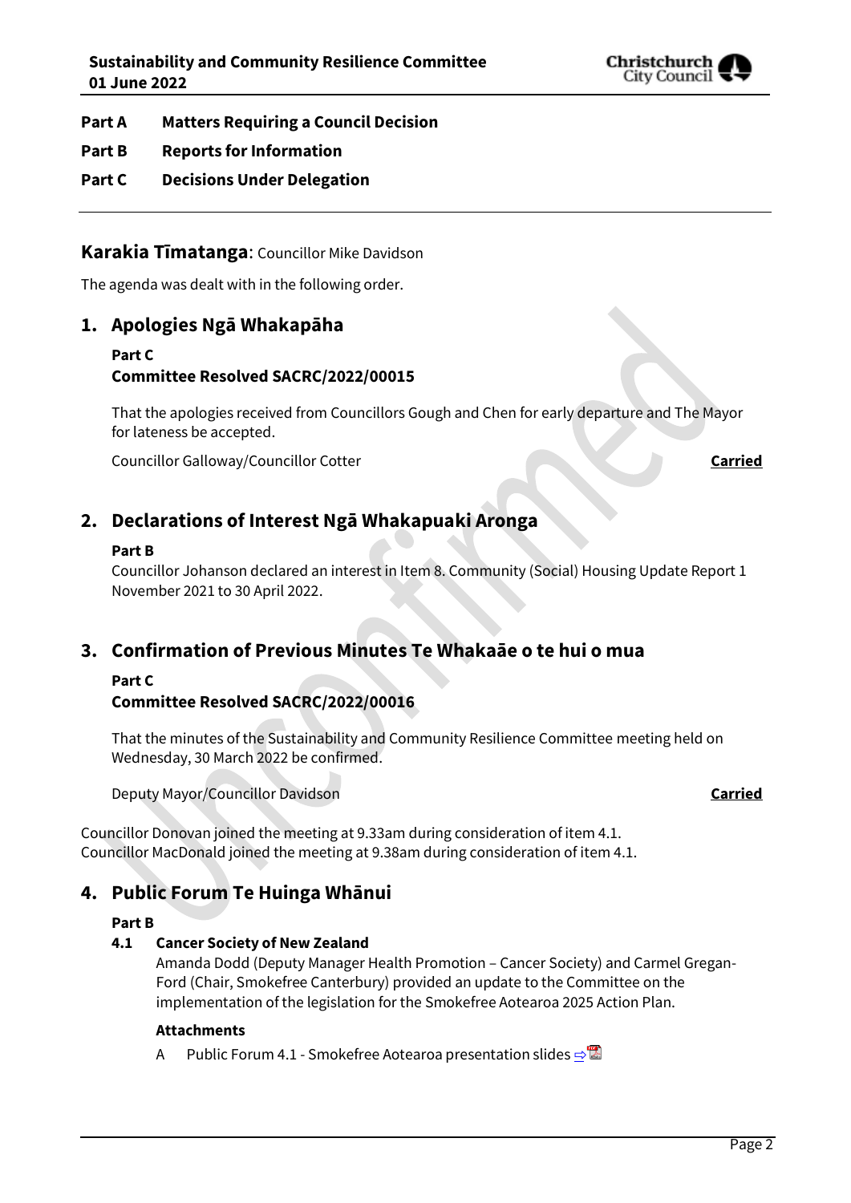**Part A Matters Requiring a Council Decision**

**Part B Reports for Information**

**Part C Decisions Under Delegation**

---

## Karakia Tīmatanga: Councillor Mike Davidson

The agenda was dealt with in the following order.

## 1. Apologies Ngā Whakapāha

**Part C**

**Committee Resolved SACRC/2022/00015**

That the apologies received from Councillors Gough and Chen for early departure and The Mayor for lateness be accepted.

Councillor Galloway/Councillor Cotter **Carried**

## 2. Declarations of Interest Ngā Whakapuaki Aronga

**Part B**

Councillor Johanson declared an interest in Item 8. Community (Social) Housing Update Report 1 November 2021 to 30 April 2022.

## 3. Confirmation of Previous Minutes Te Whakaāe o te hui o mua

**Part C**

**Committee Resolved SACRC/2022/00016**

That the minutes of the Sustainability and Community Resilience Committee meeting held on Wednesday, 30 March 2022 be confirmed.

Deputy Mayor/Councillor Davidson **Carried**

Councillor Donovan joined the meeting at 9.33am during consideration of item 4.1.
Councillor MacDonald joined the meeting at 9.38am during consideration of item 4.1.

## 4. Public Forum Te Huinga Whānui

**Part B**

**4.1 Cancer Society of New Zealand**

Amanda Dodd (Deputy Manager Health Promotion – Cancer Society) and Carmel Gregan-Ford (Chair, Smokefree Canterbury) provided an update to the Committee on the implementation of the legislation for the Smokefree Aotearoa 2025 Action Plan.

**Attachments**

A Public Forum 4.1 - Smokefree Aotearoa presentation slides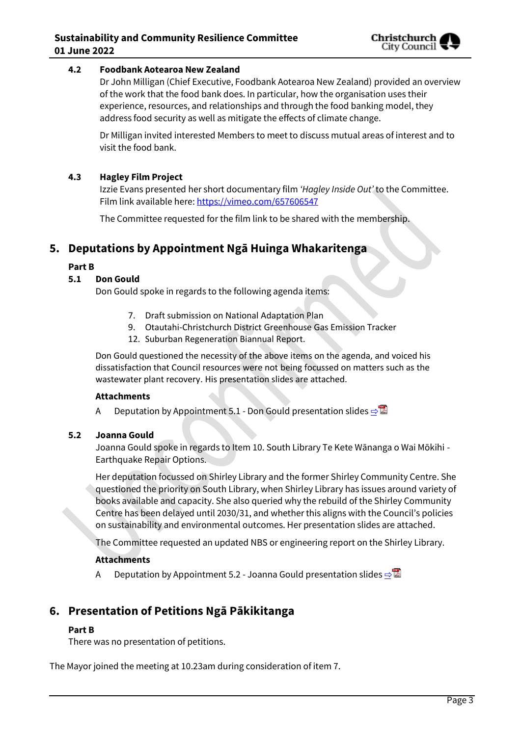### 4.2 Foodbank Aotearoa New Zealand

Dr John Milligan (Chief Executive, Foodbank Aotearoa New Zealand) provided an overview of the work that the food bank does. In particular, how the organisation uses their experience, resources, and relationships and through the food banking model, they address food security as well as mitigate the effects of climate change.

Dr Milligan invited interested Members to meet to discuss mutual areas of interest and to visit the food bank.

### 4.3 Hagley Film Project

Izzie Evans presented her short documentary film *'Hagley Inside Out'* to the Committee. Film link available here: https://vimeo.com/657606547

The Committee requested for the film link to be shared with the membership.

## 5. Deputations by Appointment Ngā Huinga Whakaritenga

**Part B**

### 5.1 Don Gould

Don Gould spoke in regards to the following agenda items:

7. Draft submission on National Adaptation Plan
9. Otautahi-Christchurch District Greenhouse Gas Emission Tracker
12. Suburban Regeneration Biannual Report.

Don Gould questioned the necessity of the above items on the agenda, and voiced his dissatisfaction that Council resources were not being focussed on matters such as the wastewater plant recovery. His presentation slides are attached.

**Attachments**

A Deputation by Appointment 5.1 - Don Gould presentation slides ⇨

### 5.2 Joanna Gould

Joanna Gould spoke in regards to Item 10. South Library Te Kete Wānanga o Wai Mōkihi - Earthquake Repair Options.

Her deputation focussed on Shirley Library and the former Shirley Community Centre. She questioned the priority on South Library, when Shirley Library has issues around variety of books available and capacity. She also queried why the rebuild of the Shirley Community Centre has been delayed until 2030/31, and whether this aligns with the Council's policies on sustainability and environmental outcomes. Her presentation slides are attached.

The Committee requested an updated NBS or engineering report on the Shirley Library.

**Attachments**

A Deputation by Appointment 5.2 - Joanna Gould presentation slides ⇨

## 6. Presentation of Petitions Ngā Pākikitanga

**Part B**

There was no presentation of petitions.

The Mayor joined the meeting at 10.23am during consideration of item 7.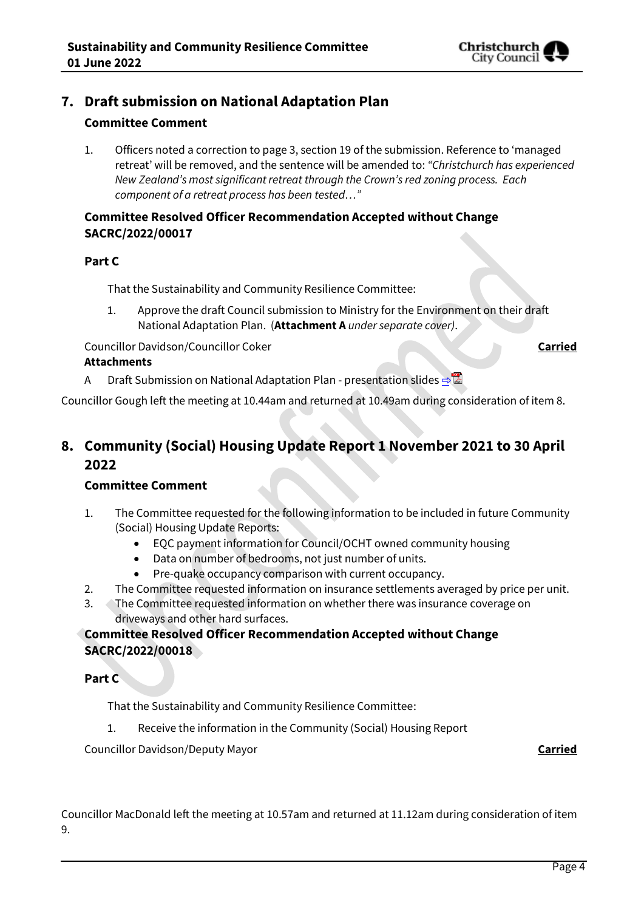## 7. Draft submission on National Adaptation Plan

### Committee Comment

1. Officers noted a correction to page 3, section 19 of the submission. Reference to 'managed retreat' will be removed, and the sentence will be amended to: *"Christchurch has experienced New Zealand's most significant retreat through the Crown's red zoning process. Each component of a retreat process has been tested…"*

### Committee Resolved Officer Recommendation Accepted without Change SACRC/2022/00017

**Part C**

That the Sustainability and Community Resilience Committee:

1. Approve the draft Council submission to Ministry for the Environment on their draft National Adaptation Plan. (**Attachment A** *under separate cover)*.

Councillor Davidson/Councillor Coker **Carried**

**Attachments**

A Draft Submission on National Adaptation Plan - presentation slides ⇨

Councillor Gough left the meeting at 10.44am and returned at 10.49am during consideration of item 8.

## 8. Community (Social) Housing Update Report 1 November 2021 to 30 April 2022

### Committee Comment

1. The Committee requested for the following information to be included in future Community (Social) Housing Update Reports:
   - EQC payment information for Council/OCHT owned community housing
   - Data on number of bedrooms, not just number of units.
   - Pre-quake occupancy comparison with current occupancy.
2. The Committee requested information on insurance settlements averaged by price per unit.
3. The Committee requested information on whether there was insurance coverage on driveways and other hard surfaces.

### Committee Resolved Officer Recommendation Accepted without Change SACRC/2022/00018

**Part C**

That the Sustainability and Community Resilience Committee:

1. Receive the information in the Community (Social) Housing Report

Councillor Davidson/Deputy Mayor **Carried**

Councillor MacDonald left the meeting at 10.57am and returned at 11.12am during consideration of item 9.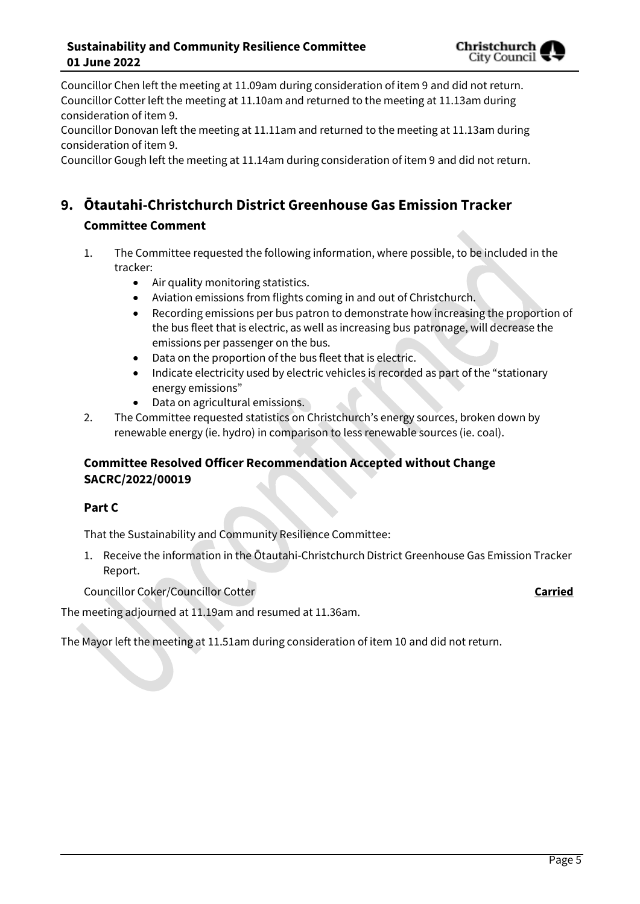Councillor Chen left the meeting at 11.09am during consideration of item 9 and did not return.
Councillor Cotter left the meeting at 11.10am and returned to the meeting at 11.13am during consideration of item 9.
Councillor Donovan left the meeting at 11.11am and returned to the meeting at 11.13am during consideration of item 9.
Councillor Gough left the meeting at 11.14am during consideration of item 9 and did not return.

## 9. Ōtautahi-Christchurch District Greenhouse Gas Emission Tracker

### Committee Comment

1. The Committee requested the following information, where possible, to be included in the tracker:
   - Air quality monitoring statistics.
   - Aviation emissions from flights coming in and out of Christchurch.
   - Recording emissions per bus patron to demonstrate how increasing the proportion of the bus fleet that is electric, as well as increasing bus patronage, will decrease the emissions per passenger on the bus.
   - Data on the proportion of the bus fleet that is electric.
   - Indicate electricity used by electric vehicles is recorded as part of the "stationary energy emissions"
   - Data on agricultural emissions.
2. The Committee requested statistics on Christchurch's energy sources, broken down by renewable energy (ie. hydro) in comparison to less renewable sources (ie. coal).

### Committee Resolved Officer Recommendation Accepted without Change SACRC/2022/00019

### Part C

That the Sustainability and Community Resilience Committee:

1. Receive the information in the Ōtautahi-Christchurch District Greenhouse Gas Emission Tracker Report.

Councillor Coker/Councillor Cotter **Carried**

The meeting adjourned at 11.19am and resumed at 11.36am.

The Mayor left the meeting at 11.51am during consideration of item 10 and did not return.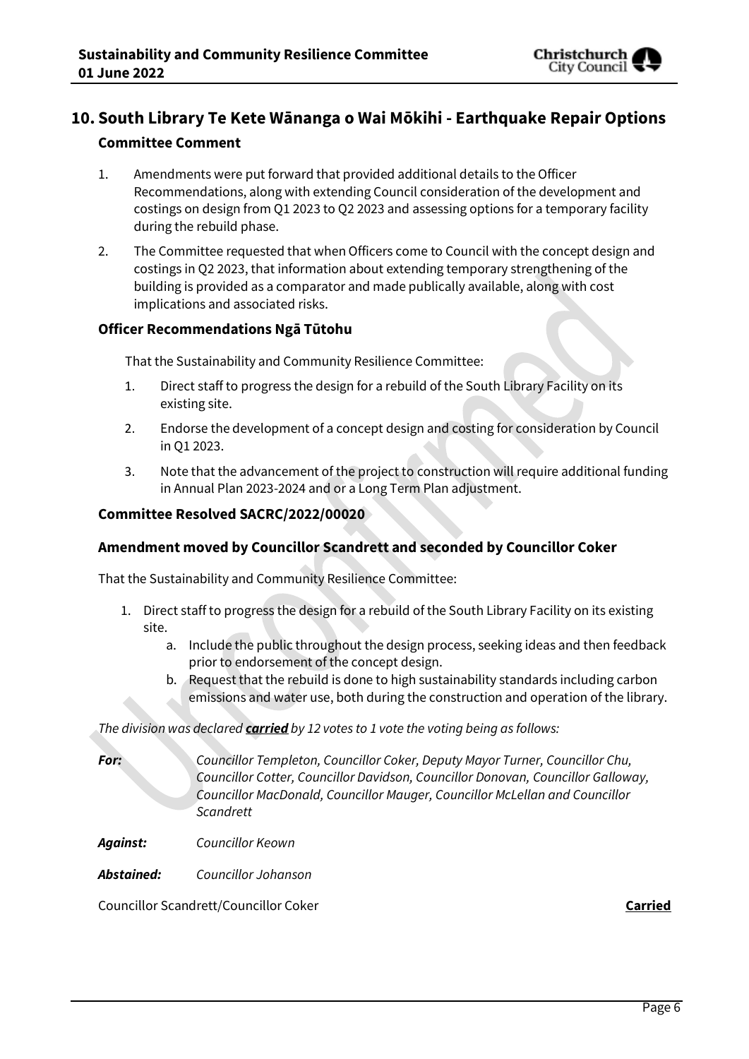## 10. South Library Te Kete Wānanga o Wai Mōkihi - Earthquake Repair Options

### Committee Comment

1. Amendments were put forward that provided additional details to the Officer Recommendations, along with extending Council consideration of the development and costings on design from Q1 2023 to Q2 2023 and assessing options for a temporary facility during the rebuild phase.
2. The Committee requested that when Officers come to Council with the concept design and costings in Q2 2023, that information about extending temporary strengthening of the building is provided as a comparator and made publically available, along with cost implications and associated risks.

### Officer Recommendations Ngā Tūtohu

That the Sustainability and Community Resilience Committee:

1. Direct staff to progress the design for a rebuild of the South Library Facility on its existing site.
2. Endorse the development of a concept design and costing for consideration by Council in Q1 2023.
3. Note that the advancement of the project to construction will require additional funding in Annual Plan 2023-2024 and or a Long Term Plan adjustment.

### Committee Resolved SACRC/2022/00020

### Amendment moved by Councillor Scandrett and seconded by Councillor Coker

That the Sustainability and Community Resilience Committee:

1. Direct staff to progress the design for a rebuild of the South Library Facility on its existing site.
   a. Include the public throughout the design process, seeking ideas and then feedback prior to endorsement of the concept design.
   b. Request that the rebuild is done to high sustainability standards including carbon emissions and water use, both during the construction and operation of the library.

*The division was declared* ***carried*** *by 12 votes to 1 vote the voting being as follows:*

***For:*** *Councillor Templeton, Councillor Coker, Deputy Mayor Turner, Councillor Chu, Councillor Cotter, Councillor Davidson, Councillor Donovan, Councillor Galloway, Councillor MacDonald, Councillor Mauger, Councillor McLellan and Councillor Scandrett*

***Against:*** *Councillor Keown*

***Abstained:*** *Councillor Johanson*

Councillor Scandrett/Councillor Coker **Carried**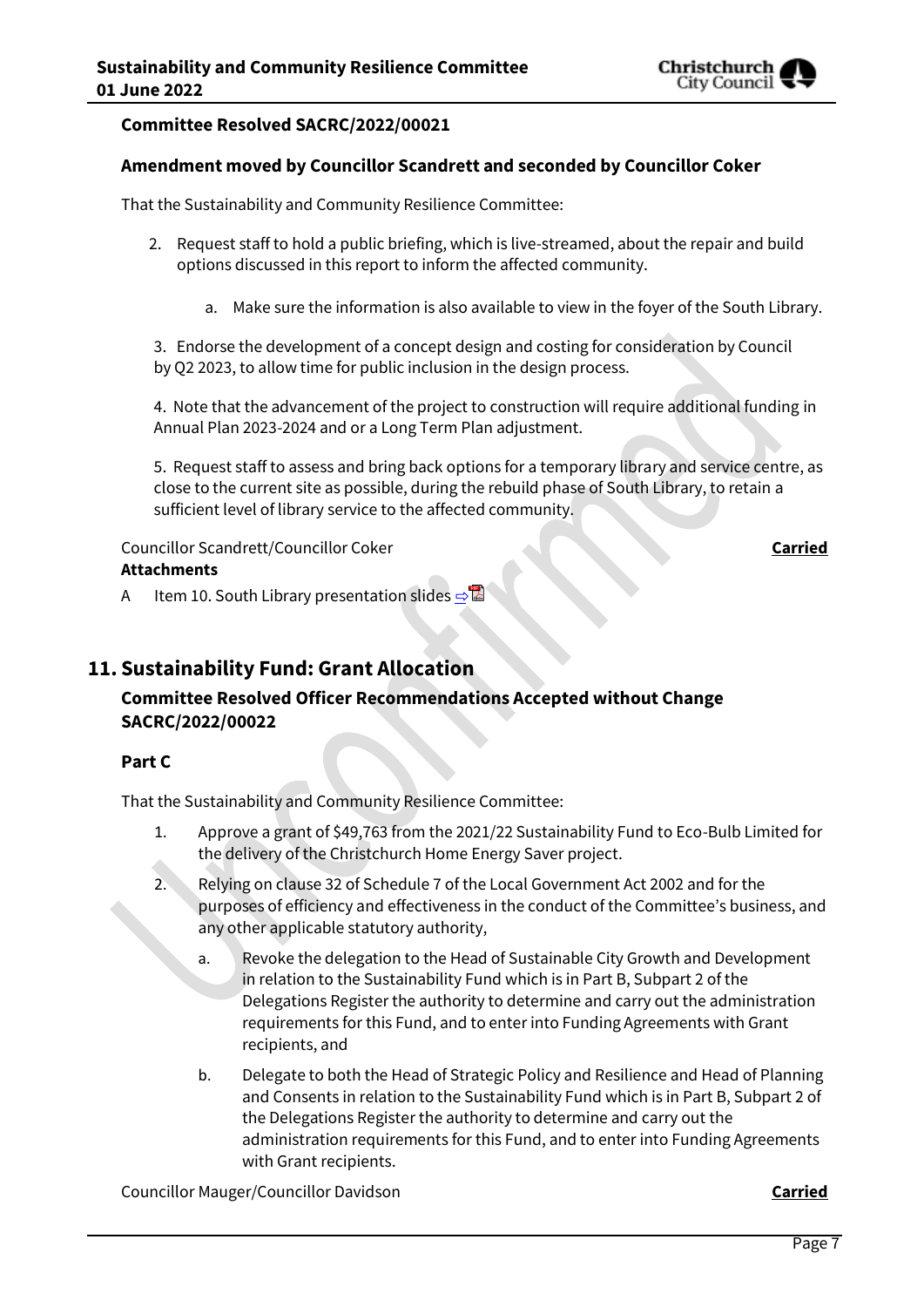**Committee Resolved SACRC/2022/00021**

**Amendment moved by Councillor Scandrett and seconded by Councillor Coker**

That the Sustainability and Community Resilience Committee:

2. Request staff to hold a public briefing, which is live-streamed, about the repair and build options discussed in this report to inform the affected community.

   a. Make sure the information is also available to view in the foyer of the South Library.

3. Endorse the development of a concept design and costing for consideration by Council by Q2 2023, to allow time for public inclusion in the design process.

4. Note that the advancement of the project to construction will require additional funding in Annual Plan 2023-2024 and or a Long Term Plan adjustment.

5. Request staff to assess and bring back options for a temporary library and service centre, as close to the current site as possible, during the rebuild phase of South Library, to retain a sufficient level of library service to the affected community.

Councillor Scandrett/Councillor Coker **Carried**

**Attachments**

A Item 10. South Library presentation slides

## 11. Sustainability Fund: Grant Allocation

**Committee Resolved Officer Recommendations Accepted without Change SACRC/2022/00022**

**Part C**

That the Sustainability and Community Resilience Committee:

1. Approve a grant of $49,763 from the 2021/22 Sustainability Fund to Eco-Bulb Limited for the delivery of the Christchurch Home Energy Saver project.
2. Relying on clause 32 of Schedule 7 of the Local Government Act 2002 and for the purposes of efficiency and effectiveness in the conduct of the Committee's business, and any other applicable statutory authority,
   a. Revoke the delegation to the Head of Sustainable City Growth and Development in relation to the Sustainability Fund which is in Part B, Subpart 2 of the Delegations Register the authority to determine and carry out the administration requirements for this Fund, and to enter into Funding Agreements with Grant recipients, and
   b. Delegate to both the Head of Strategic Policy and Resilience and Head of Planning and Consents in relation to the Sustainability Fund which is in Part B, Subpart 2 of the Delegations Register the authority to determine and carry out the administration requirements for this Fund, and to enter into Funding Agreements with Grant recipients.

Councillor Mauger/Councillor Davidson **Carried**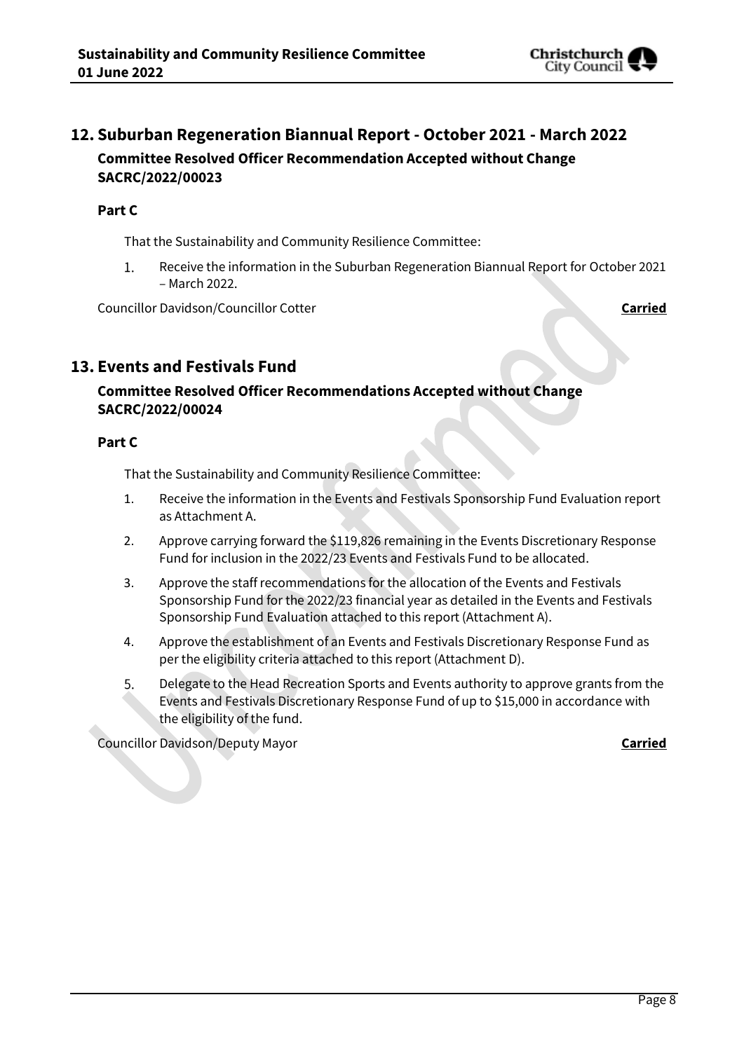## 12. Suburban Regeneration Biannual Report - October 2021 - March 2022

**Committee Resolved Officer Recommendation Accepted without Change SACRC/2022/00023**

**Part C**

That the Sustainability and Community Resilience Committee:

1. Receive the information in the Suburban Regeneration Biannual Report for October 2021 – March 2022.

Councillor Davidson/Councillor Cotter **Carried**

## 13. Events and Festivals Fund

**Committee Resolved Officer Recommendations Accepted without Change SACRC/2022/00024**

**Part C**

That the Sustainability and Community Resilience Committee:

1. Receive the information in the Events and Festivals Sponsorship Fund Evaluation report as Attachment A.
2. Approve carrying forward the $119,826 remaining in the Events Discretionary Response Fund for inclusion in the 2022/23 Events and Festivals Fund to be allocated.
3. Approve the staff recommendations for the allocation of the Events and Festivals Sponsorship Fund for the 2022/23 financial year as detailed in the Events and Festivals Sponsorship Fund Evaluation attached to this report (Attachment A).
4. Approve the establishment of an Events and Festivals Discretionary Response Fund as per the eligibility criteria attached to this report (Attachment D).
5. Delegate to the Head Recreation Sports and Events authority to approve grants from the Events and Festivals Discretionary Response Fund of up to $15,000 in accordance with the eligibility of the fund.

Councillor Davidson/Deputy Mayor **Carried**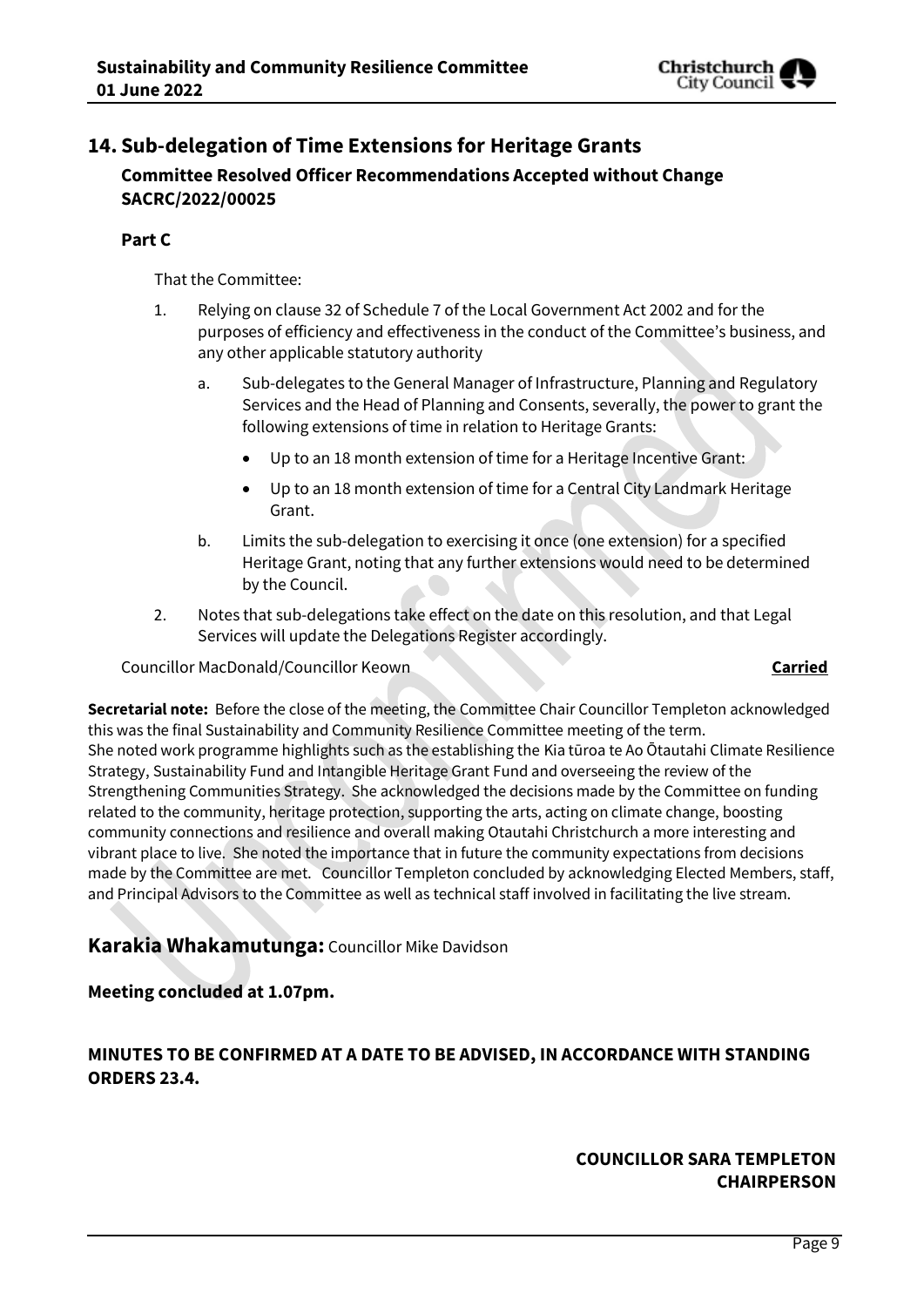## 14. Sub-delegation of Time Extensions for Heritage Grants

### Committee Resolved Officer Recommendations Accepted without Change SACRC/2022/00025

**Part C**

That the Committee:

1. Relying on clause 32 of Schedule 7 of the Local Government Act 2002 and for the purposes of efficiency and effectiveness in the conduct of the Committee's business, and any other applicable statutory authority

   a. Sub-delegates to the General Manager of Infrastructure, Planning and Regulatory Services and the Head of Planning and Consents, severally, the power to grant the following extensions of time in relation to Heritage Grants:

      - Up to an 18 month extension of time for a Heritage Incentive Grant:
      - Up to an 18 month extension of time for a Central City Landmark Heritage Grant.

   b. Limits the sub-delegation to exercising it once (one extension) for a specified Heritage Grant, noting that any further extensions would need to be determined by the Council.

2. Notes that sub-delegations take effect on the date on this resolution, and that Legal Services will update the Delegations Register accordingly.

Councillor MacDonald/Councillor Keown **Carried**

**Secretarial note:** Before the close of the meeting, the Committee Chair Councillor Templeton acknowledged this was the final Sustainability and Community Resilience Committee meeting of the term. She noted work programme highlights such as the establishing the Kia tūroa te Ao Ōtautahi Climate Resilience Strategy, Sustainability Fund and Intangible Heritage Grant Fund and overseeing the review of the Strengthening Communities Strategy. She acknowledged the decisions made by the Committee on funding related to the community, heritage protection, supporting the arts, acting on climate change, boosting community connections and resilience and overall making Otautahi Christchurch a more interesting and vibrant place to live. She noted the importance that in future the community expectations from decisions made by the Committee are met. Councillor Templeton concluded by acknowledging Elected Members, staff, and Principal Advisors to the Committee as well as technical staff involved in facilitating the live stream.

## Karakia Whakamutunga: Councillor Mike Davidson

**Meeting concluded at 1.07pm.**

**MINUTES TO BE CONFIRMED AT A DATE TO BE ADVISED, IN ACCORDANCE WITH STANDING ORDERS 23.4.**

**COUNCILLOR SARA TEMPLETON**
**CHAIRPERSON**